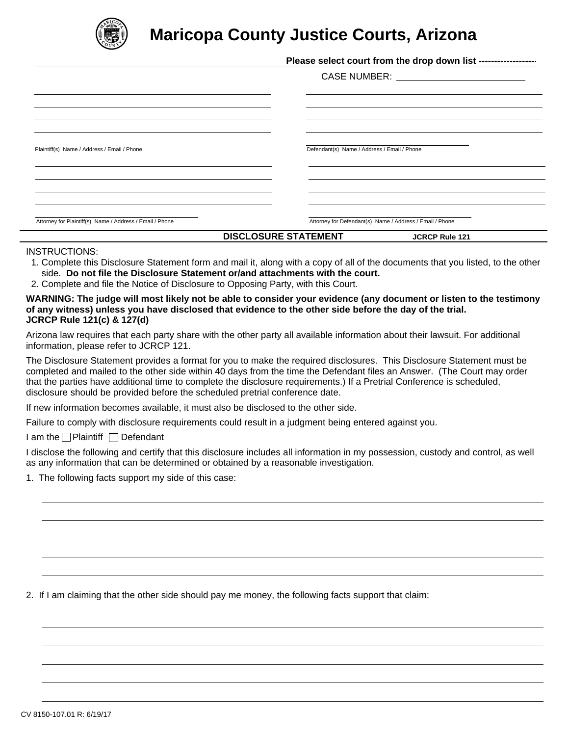# Maricopa County Justice Courts, Arizona

**Please select court from the drop down list -------------------**

CASE NUMBER: ________________________

______________________________________
______________________________________
______________________________________
______________________________________
Plaintiff(s) Name / Address / Email / Phone

______________________________________
______________________________________
______________________________________
______________________________________
Defendant(s) Name / Address / Email / Phone

______________________________________
______________________________________
______________________________________
______________________________________
Attorney for Plaintiff(s) Name / Address / Email / Phone

______________________________________
______________________________________
______________________________________
______________________________________
Attorney for Defendant(s) Name / Address / Email / Phone

## DISCLOSURE STATEMENT — JCRCP Rule 121

INSTRUCTIONS:

1. Complete this Disclosure Statement form and mail it, along with a copy of all of the documents that you listed, to the other side. **Do not file the Disclosure Statement or/and attachments with the court.**
2. Complete and file the Notice of Disclosure to Opposing Party, with this Court.

**WARNING: The judge will most likely not be able to consider your evidence (any document or listen to the testimony of any witness) unless you have disclosed that evidence to the other side before the day of the trial. JCRCP Rule 121(c) & 127(d)**

Arizona law requires that each party share with the other party all available information about their lawsuit. For additional information, please refer to JCRCP 121.

The Disclosure Statement provides a format for you to make the required disclosures. This Disclosure Statement must be completed and mailed to the other side within 40 days from the time the Defendant files an Answer. (The Court may order that the parties have additional time to complete the disclosure requirements.) If a Pretrial Conference is scheduled, disclosure should be provided before the scheduled pretrial conference date.

If new information becomes available, it must also be disclosed to the other side.

Failure to comply with disclosure requirements could result in a judgment being entered against you.

I am the ☐ Plaintiff ☐ Defendant

I disclose the following and certify that this disclosure includes all information in my possession, custody and control, as well as any information that can be determined or obtained by a reasonable investigation.

1. The following facts support my side of this case:

______________________________________
______________________________________
______________________________________
______________________________________
______________________________________

2. If I am claiming that the other side should pay me money, the following facts support that claim:

______________________________________
______________________________________
______________________________________
______________________________________
______________________________________

CV 8150-107.01 R: 6/19/17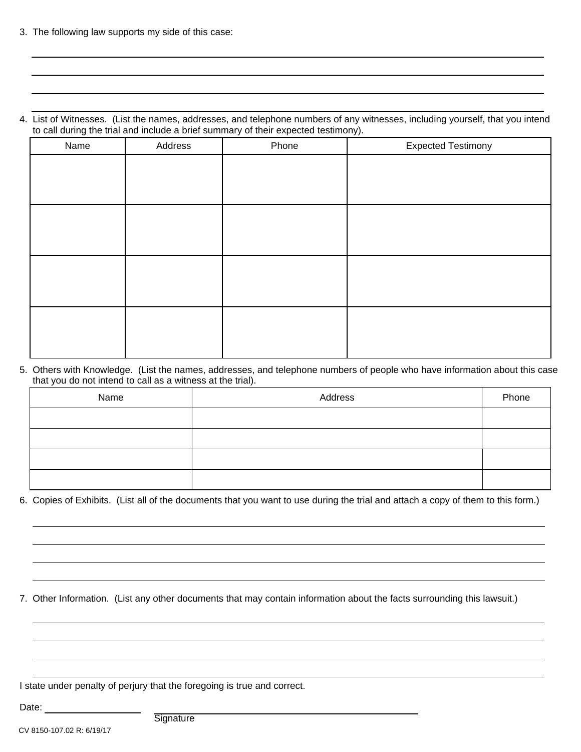3. The following law supports my side of this case:

\_\_\_\_\_\_\_\_\_\_\_\_\_\_\_\_\_\_\_\_\_\_\_\_\_\_\_\_\_\_\_\_\_\_\_\_\_\_\_\_\_\_\_\_\_\_\_\_\_\_\_\_\_\_\_\_\_\_\_\_\_\_\_\_\_\_\_\_\_\_\_\_\_\_\_\_

\_\_\_\_\_\_\_\_\_\_\_\_\_\_\_\_\_\_\_\_\_\_\_\_\_\_\_\_\_\_\_\_\_\_\_\_\_\_\_\_\_\_\_\_\_\_\_\_\_\_\_\_\_\_\_\_\_\_\_\_\_\_\_\_\_\_\_\_\_\_\_\_\_\_\_\_

\_\_\_\_\_\_\_\_\_\_\_\_\_\_\_\_\_\_\_\_\_\_\_\_\_\_\_\_\_\_\_\_\_\_\_\_\_\_\_\_\_\_\_\_\_\_\_\_\_\_\_\_\_\_\_\_\_\_\_\_\_\_\_\_\_\_\_\_\_\_\_\_\_\_\_\_

\_\_\_\_\_\_\_\_\_\_\_\_\_\_\_\_\_\_\_\_\_\_\_\_\_\_\_\_\_\_\_\_\_\_\_\_\_\_\_\_\_\_\_\_\_\_\_\_\_\_\_\_\_\_\_\_\_\_\_\_\_\_\_\_\_\_\_\_\_\_\_\_\_\_\_\_

4. List of Witnesses. (List the names, addresses, and telephone numbers of any witnesses, including yourself, that you intend to call during the trial and include a brief summary of their expected testimony).

| Name | Address | Phone | Expected Testimony |
|---|---|---|---|
| | | | |
| | | | |
| | | | |
| | | | |

5. Others with Knowledge. (List the names, addresses, and telephone numbers of people who have information about this case that you do not intend to call as a witness at the trial).

| Name | Address | Phone |
|---|---|---|
| | | |
| | | |
| | | |
| | | |

6. Copies of Exhibits. (List all of the documents that you want to use during the trial and attach a copy of them to this form.)

\_\_\_\_\_\_\_\_\_\_\_\_\_\_\_\_\_\_\_\_\_\_\_\_\_\_\_\_\_\_\_\_\_\_\_\_\_\_\_\_\_\_\_\_\_\_\_\_\_\_\_\_\_\_\_\_\_\_\_\_\_\_\_\_\_\_\_\_\_\_\_\_\_\_\_\_

\_\_\_\_\_\_\_\_\_\_\_\_\_\_\_\_\_\_\_\_\_\_\_\_\_\_\_\_\_\_\_\_\_\_\_\_\_\_\_\_\_\_\_\_\_\_\_\_\_\_\_\_\_\_\_\_\_\_\_\_\_\_\_\_\_\_\_\_\_\_\_\_\_\_\_\_

\_\_\_\_\_\_\_\_\_\_\_\_\_\_\_\_\_\_\_\_\_\_\_\_\_\_\_\_\_\_\_\_\_\_\_\_\_\_\_\_\_\_\_\_\_\_\_\_\_\_\_\_\_\_\_\_\_\_\_\_\_\_\_\_\_\_\_\_\_\_\_\_\_\_\_\_

\_\_\_\_\_\_\_\_\_\_\_\_\_\_\_\_\_\_\_\_\_\_\_\_\_\_\_\_\_\_\_\_\_\_\_\_\_\_\_\_\_\_\_\_\_\_\_\_\_\_\_\_\_\_\_\_\_\_\_\_\_\_\_\_\_\_\_\_\_\_\_\_\_\_\_\_

7. Other Information. (List any other documents that may contain information about the facts surrounding this lawsuit.)

\_\_\_\_\_\_\_\_\_\_\_\_\_\_\_\_\_\_\_\_\_\_\_\_\_\_\_\_\_\_\_\_\_\_\_\_\_\_\_\_\_\_\_\_\_\_\_\_\_\_\_\_\_\_\_\_\_\_\_\_\_\_\_\_\_\_\_\_\_\_\_\_\_\_\_\_

\_\_\_\_\_\_\_\_\_\_\_\_\_\_\_\_\_\_\_\_\_\_\_\_\_\_\_\_\_\_\_\_\_\_\_\_\_\_\_\_\_\_\_\_\_\_\_\_\_\_\_\_\_\_\_\_\_\_\_\_\_\_\_\_\_\_\_\_\_\_\_\_\_\_\_\_

\_\_\_\_\_\_\_\_\_\_\_\_\_\_\_\_\_\_\_\_\_\_\_\_\_\_\_\_\_\_\_\_\_\_\_\_\_\_\_\_\_\_\_\_\_\_\_\_\_\_\_\_\_\_\_\_\_\_\_\_\_\_\_\_\_\_\_\_\_\_\_\_\_\_\_\_

\_\_\_\_\_\_\_\_\_\_\_\_\_\_\_\_\_\_\_\_\_\_\_\_\_\_\_\_\_\_\_\_\_\_\_\_\_\_\_\_\_\_\_\_\_\_\_\_\_\_\_\_\_\_\_\_\_\_\_\_\_\_\_\_\_\_\_\_\_\_\_\_\_\_\_\_

I state under penalty of perjury that the foregoing is true and correct.

Date: \_\_\_\_\_\_\_\_\_\_\_\_\_\_\_\_\_\_\_\_ \_\_\_\_\_\_\_\_\_\_\_\_\_\_\_\_\_\_\_\_\_\_\_\_\_\_\_\_\_\_\_\_\_\_\_\_\_\_\_\_\_\_\_\_\_\_\_\_\_\_\_\_

Signature

CV 8150-107.02 R: 6/19/17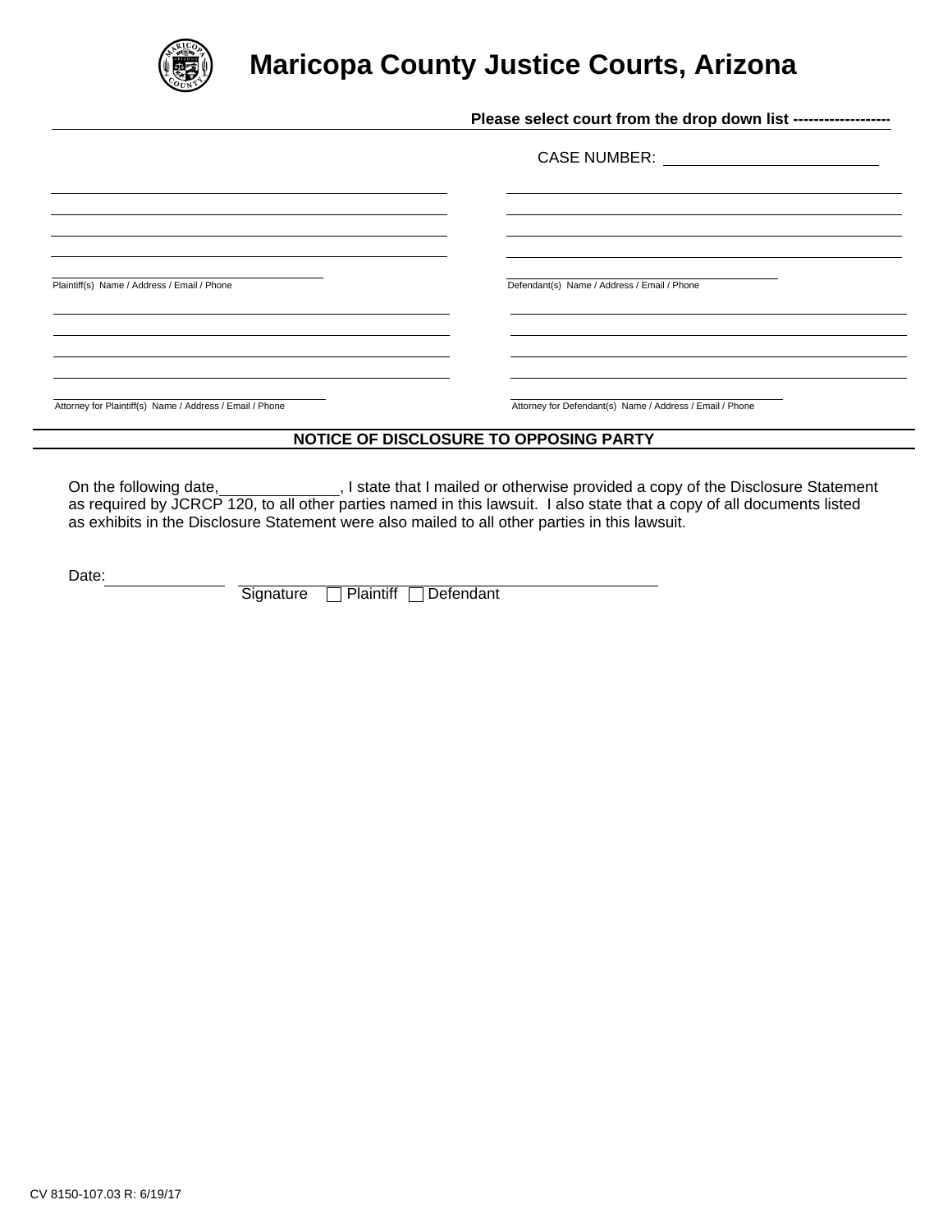# Maricopa County Justice Courts, Arizona

**Please select court from the drop down list -------------------**

CASE NUMBER: ________________________

Plaintiff(s) Name / Address / Email / Phone

Defendant(s) Name / Address / Email / Phone

Attorney for Plaintiff(s) Name / Address / Email / Phone

Attorney for Defendant(s) Name / Address / Email / Phone

## NOTICE OF DISCLOSURE TO OPPOSING PARTY

On the following date, ____________, I state that I mailed or otherwise provided a copy of the Disclosure Statement as required by JCRCP 120, to all other parties named in this lawsuit. I also state that a copy of all documents listed as exhibits in the Disclosure Statement were also mailed to all other parties in this lawsuit.

Date: ____________

________________________________________
Signature ☐ Plaintiff ☐ Defendant

CV 8150-107.03 R: 6/19/17